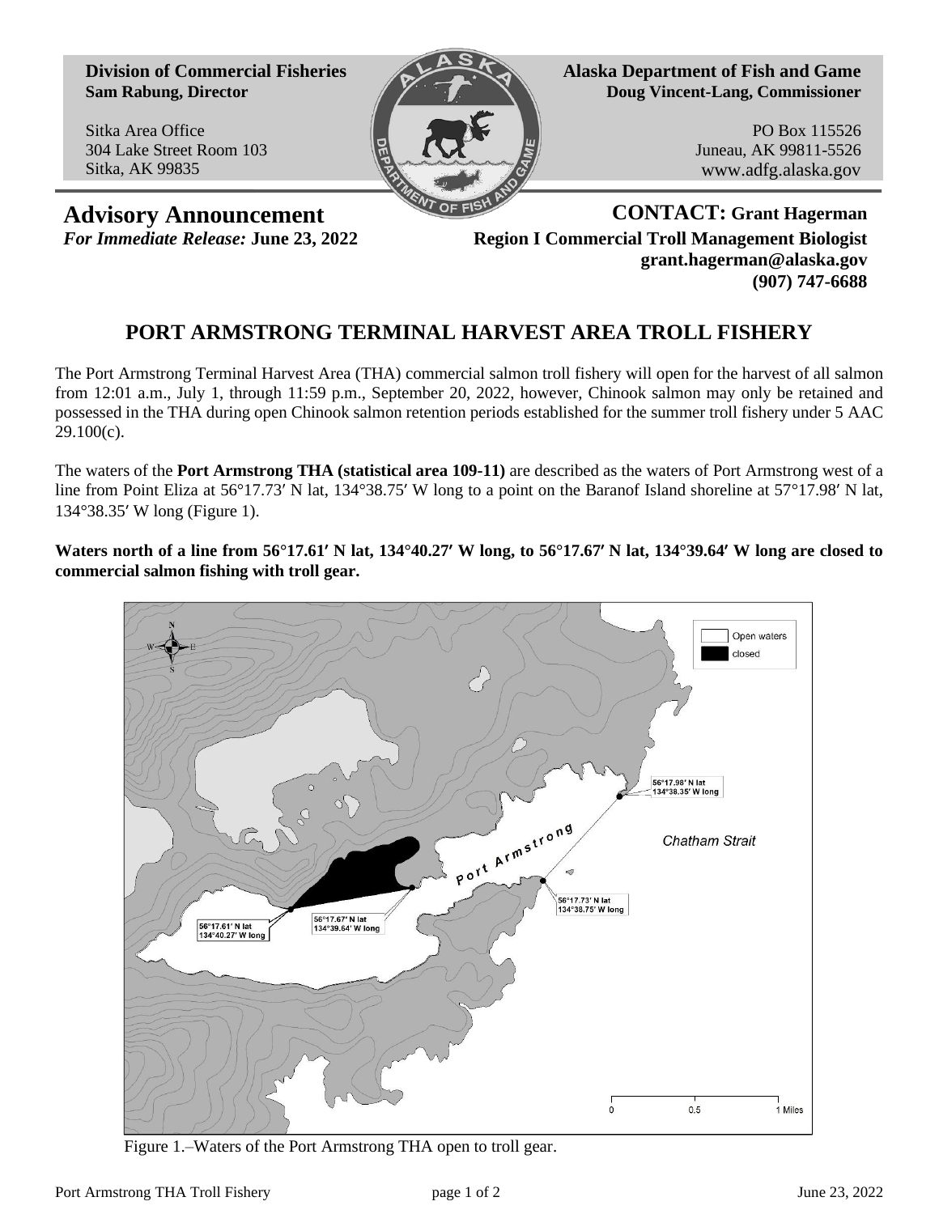**Division of Commercial Fisheries**
**Sam Rabung, Director**

Sitka Area Office
304 Lake Street Room 103
Sitka, AK 99835

**Alaska Department of Fish and Game**
**Doug Vincent-Lang, Commissioner**

PO Box 115526
Juneau, AK 99811-5526
www.adfg.alaska.gov

# Advisory Announcement

*For Immediate Release:* **June 23, 2022**

**CONTACT: Grant Hagerman**
**Region I Commercial Troll Management Biologist**
**grant.hagerman@alaska.gov**
**(907) 747-6688**

## PORT ARMSTRONG TERMINAL HARVEST AREA TROLL FISHERY

The Port Armstrong Terminal Harvest Area (THA) commercial salmon troll fishery will open for the harvest of all salmon from 12:01 a.m., July 1, through 11:59 p.m., September 20, 2022, however, Chinook salmon may only be retained and possessed in the THA during open Chinook salmon retention periods established for the summer troll fishery under 5 AAC 29.100(c).

The waters of the **Port Armstrong THA (statistical area 109-11)** are described as the waters of Port Armstrong west of a line from Point Eliza at 56°17.73′ N lat, 134°38.75′ W long to a point on the Baranof Island shoreline at 57°17.98′ N lat, 134°38.35′ W long (Figure 1).

**Waters north of a line from 56°17.61′ N lat, 134°40.27′ W long, to 56°17.67′ N lat, 134°39.64′ W long are closed to commercial salmon fishing with troll gear.**

Open waters
closed
56°17.98′ N lat
134°38.35′ W long
Port Armstrong
Chatham Strait
56°17.73′ N lat
134°38.75′ W long
56°17.67′ N lat
134°39.64′ W long
56°17.61′ N lat
134°40.27′ W long
0
0.5
1 Miles

Figure 1.–Waters of the Port Armstrong THA open to troll gear.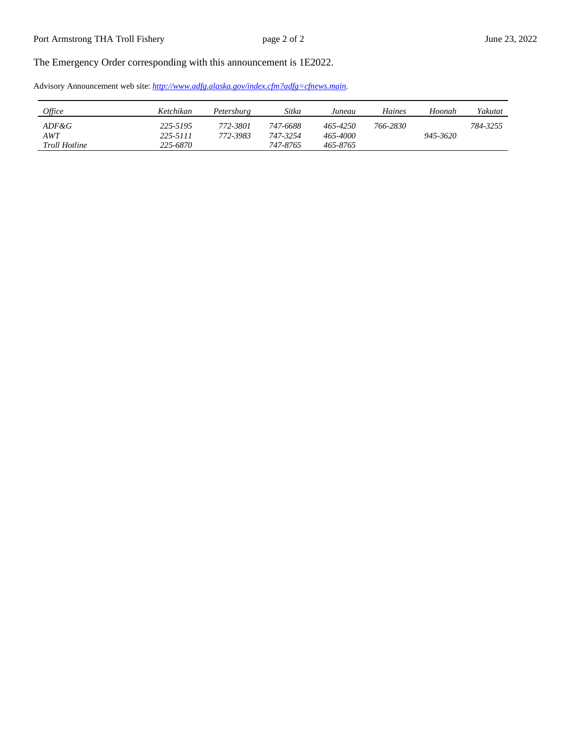The Emergency Order corresponding with this announcement is 1E2022.

Advisory Announcement web site: *http://www.adfg.alaska.gov/index.cfm?adfg=cfnews.main*.

| *Office* | *Ketchikan* | *Petersburg* | *Sitka* | *Juneau* | *Haines* | *Hoonah* | *Yakutat* |
|---|---|---|---|---|---|---|---|
| *ADF&G* | *225-5195* | *772-3801* | *747-6688* | *465-4250* | *766-2830* | | *784-3255* |
| *AWT* | *225-5111* | *772-3983* | *747-3254* | *465-4000* | | *945-3620* | |
| *Troll Hotline* | *225-6870* | | *747-8765* | *465-8765* | | | |